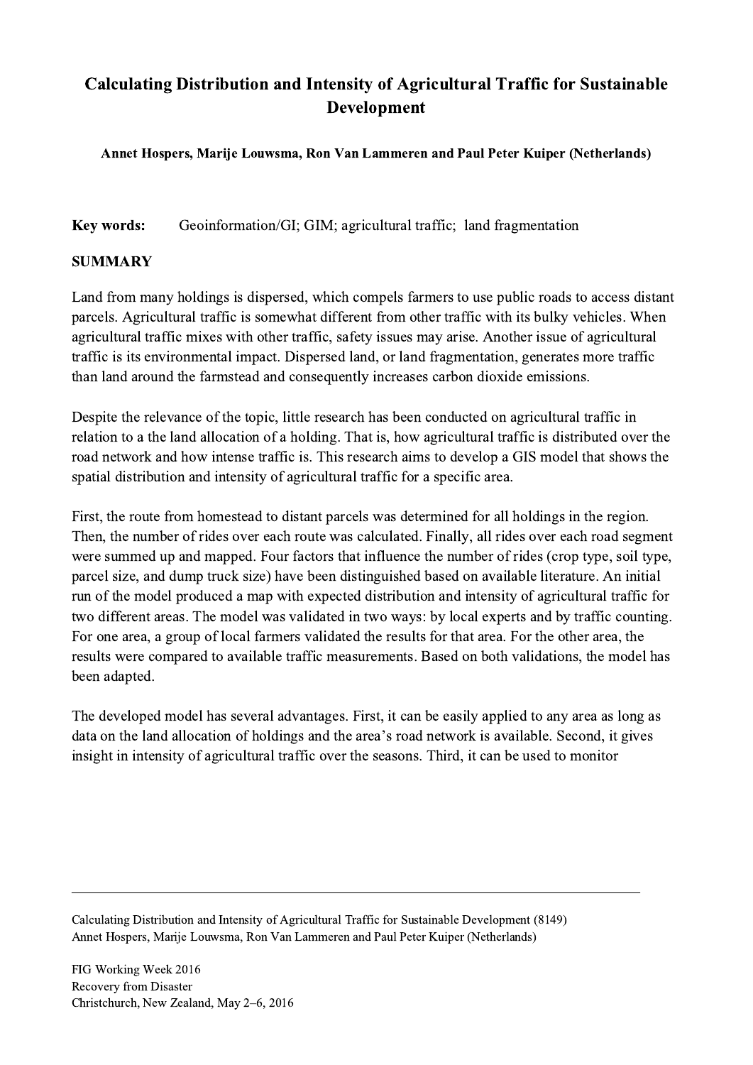# Calculating Distribution and Intensity of Agricultural Traffic for Sustainable Development

**Annet Hospers, Marije Louwsma, Ron Van Lammeren and Paul Peter Kuiper (Netherlands)**

**Key words:** Geoinformation/GI; GIM; agricultural traffic; land fragmentation

## SUMMARY

Land from many holdings is dispersed, which compels farmers to use public roads to access distant parcels. Agricultural traffic is somewhat different from other traffic with its bulky vehicles. When agricultural traffic mixes with other traffic, safety issues may arise. Another issue of agricultural traffic is its environmental impact. Dispersed land, or land fragmentation, generates more traffic than land around the farmstead and consequently increases carbon dioxide emissions.

Despite the relevance of the topic, little research has been conducted on agricultural traffic in relation to a the land allocation of a holding. That is, how agricultural traffic is distributed over the road network and how intense traffic is. This research aims to develop a GIS model that shows the spatial distribution and intensity of agricultural traffic for a specific area.

First, the route from homestead to distant parcels was determined for all holdings in the region. Then, the number of rides over each route was calculated. Finally, all rides over each road segment were summed up and mapped. Four factors that influence the number of rides (crop type, soil type, parcel size, and dump truck size) have been distinguished based on available literature. An initial run of the model produced a map with expected distribution and intensity of agricultural traffic for two different areas. The model was validated in two ways: by local experts and by traffic counting. For one area, a group of local farmers validated the results for that area. For the other area, the results were compared to available traffic measurements. Based on both validations, the model has been adapted.

The developed model has several advantages. First, it can be easily applied to any area as long as data on the land allocation of holdings and the area's road network is available. Second, it gives insight in intensity of agricultural traffic over the seasons. Third, it can be used to monitor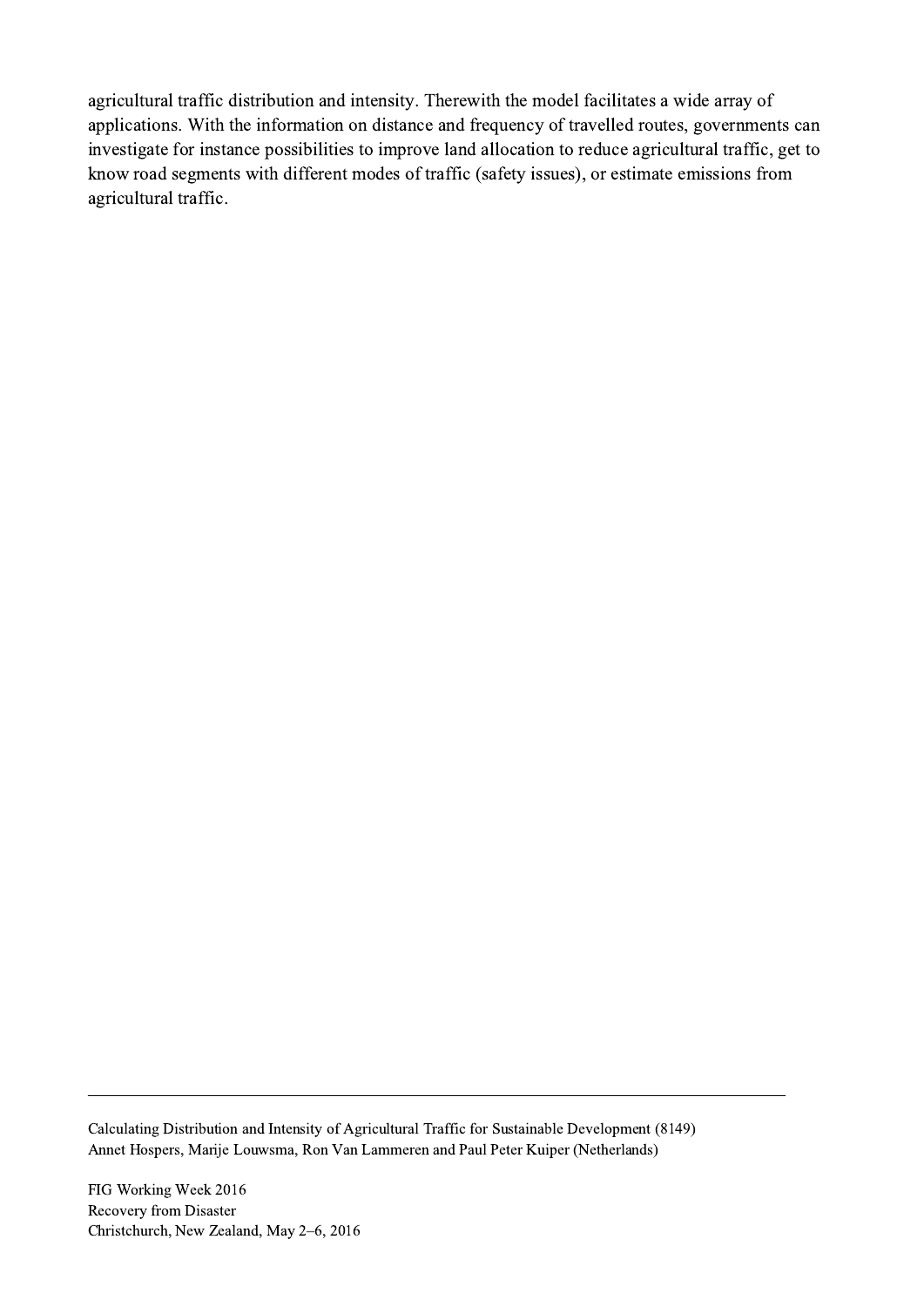agricultural traffic distribution and intensity. Therewith the model facilitates a wide array of applications. With the information on distance and frequency of travelled routes, governments can investigate for instance possibilities to improve land allocation to reduce agricultural traffic, get to know road segments with different modes of traffic (safety issues), or estimate emissions from agricultural traffic.